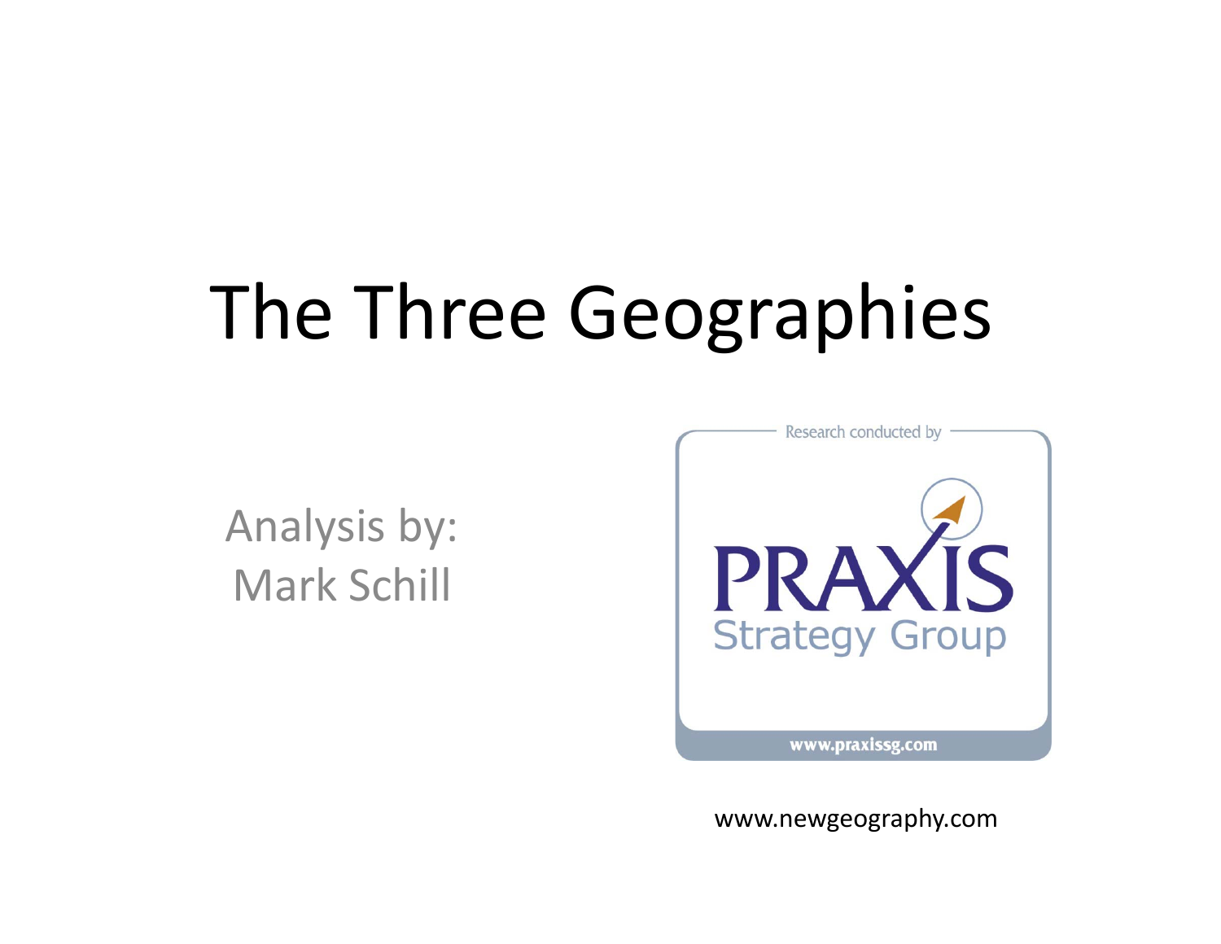# The Three Geographies

Analysis by:
Mark Schill

Research conducted by

PRAXIS
Strategy Group

www.praxissg.com

www.newgeography.com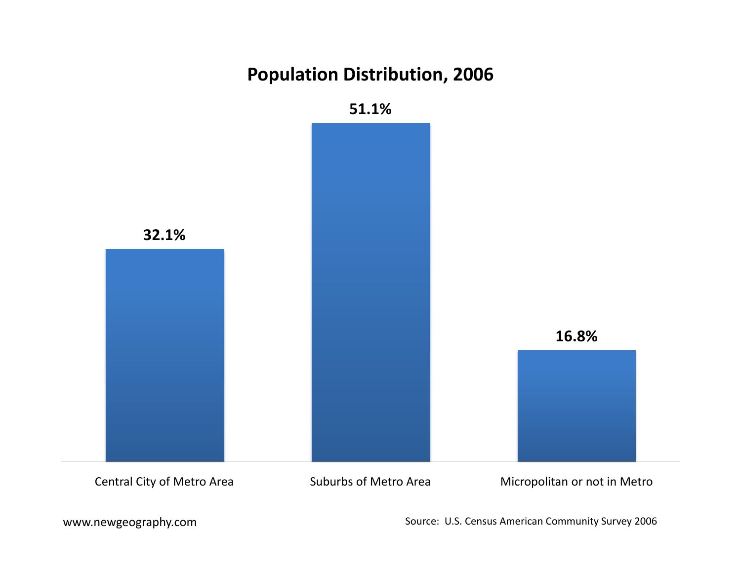# Population Distribution, 2006

| Category | Share |
| --- | --- |
| Central City of Metro Area | 32.1% |
| Suburbs of Metro Area | 51.1% |
| Micropolitan or not in Metro | 16.8% |

www.newgeography.com

Source: U.S. Census American Community Survey 2006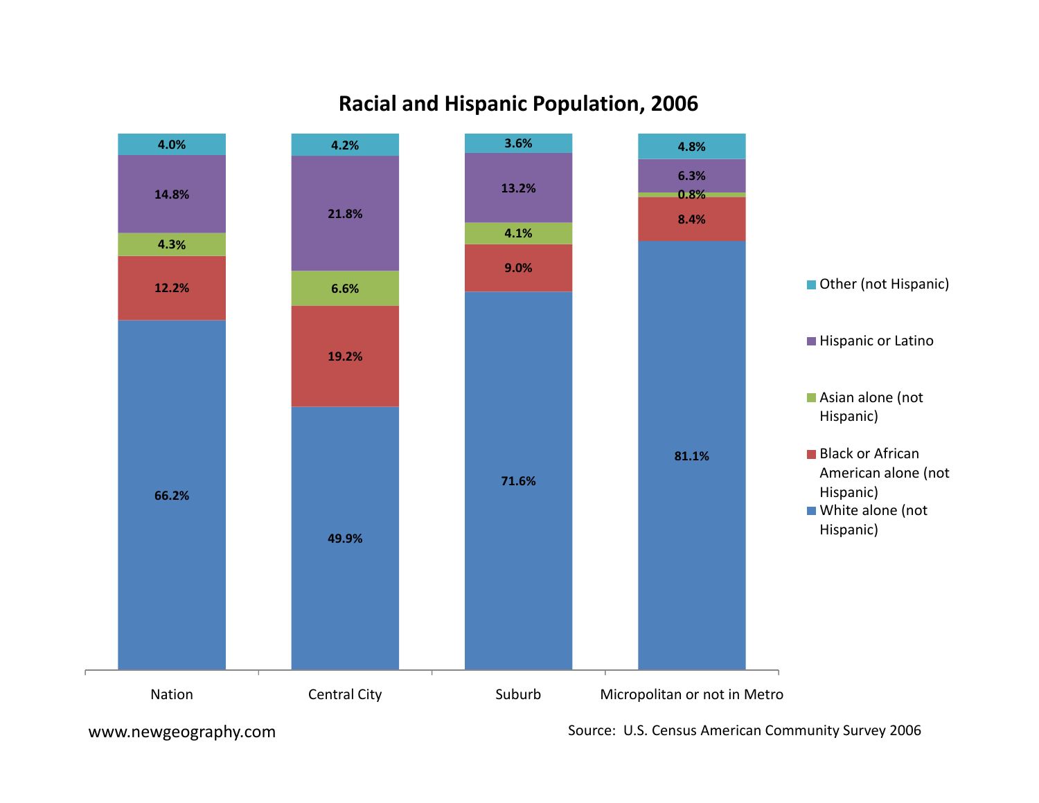# Racial and Hispanic Population, 2006

| | Nation | Central City | Suburb | Micropolitan or not in Metro |
|---|---|---|---|---|
| Other (not Hispanic) | 4.0% | 4.2% | 3.6% | 4.8% |
| Hispanic or Latino | 14.8% | 21.8% | 13.2% | 6.3% |
| Asian alone (not Hispanic) | 4.3% | 6.6% | 4.1% | 0.8% |
| Black or African American alone (not Hispanic) | 12.2% | 19.2% | 9.0% | 8.4% |
| White alone (not Hispanic) | 66.2% | 49.9% | 71.6% | 81.1% |

www.newgeography.com

Source: U.S. Census American Community Survey 2006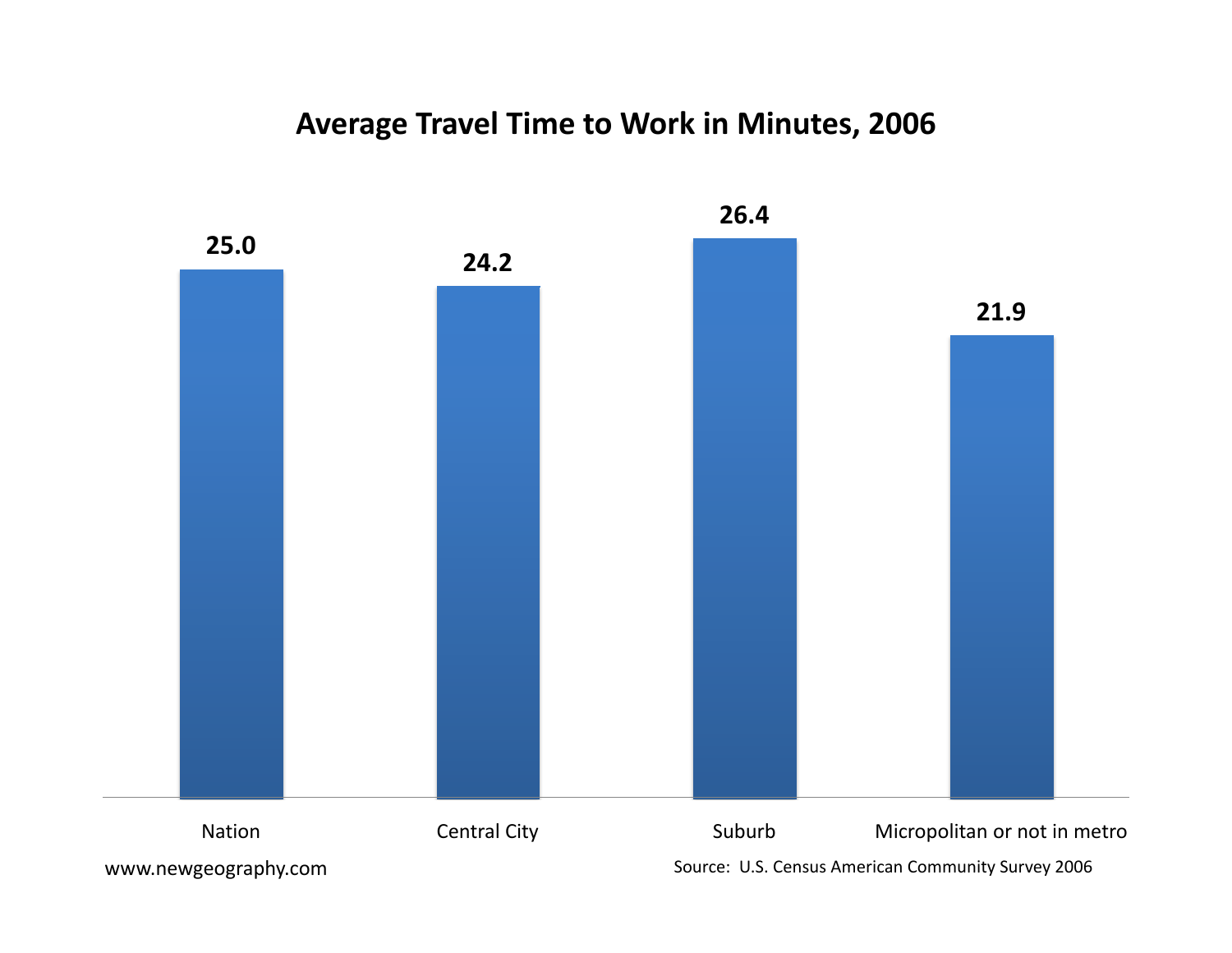# Average Travel Time to Work in Minutes, 2006

| Nation | Central City | Suburb | Micropolitan or not in metro |
|---|---|---|---|
| 25.0 | 24.2 | 26.4 | 21.9 |

www.newgeography.com

Source: U.S. Census American Community Survey 2006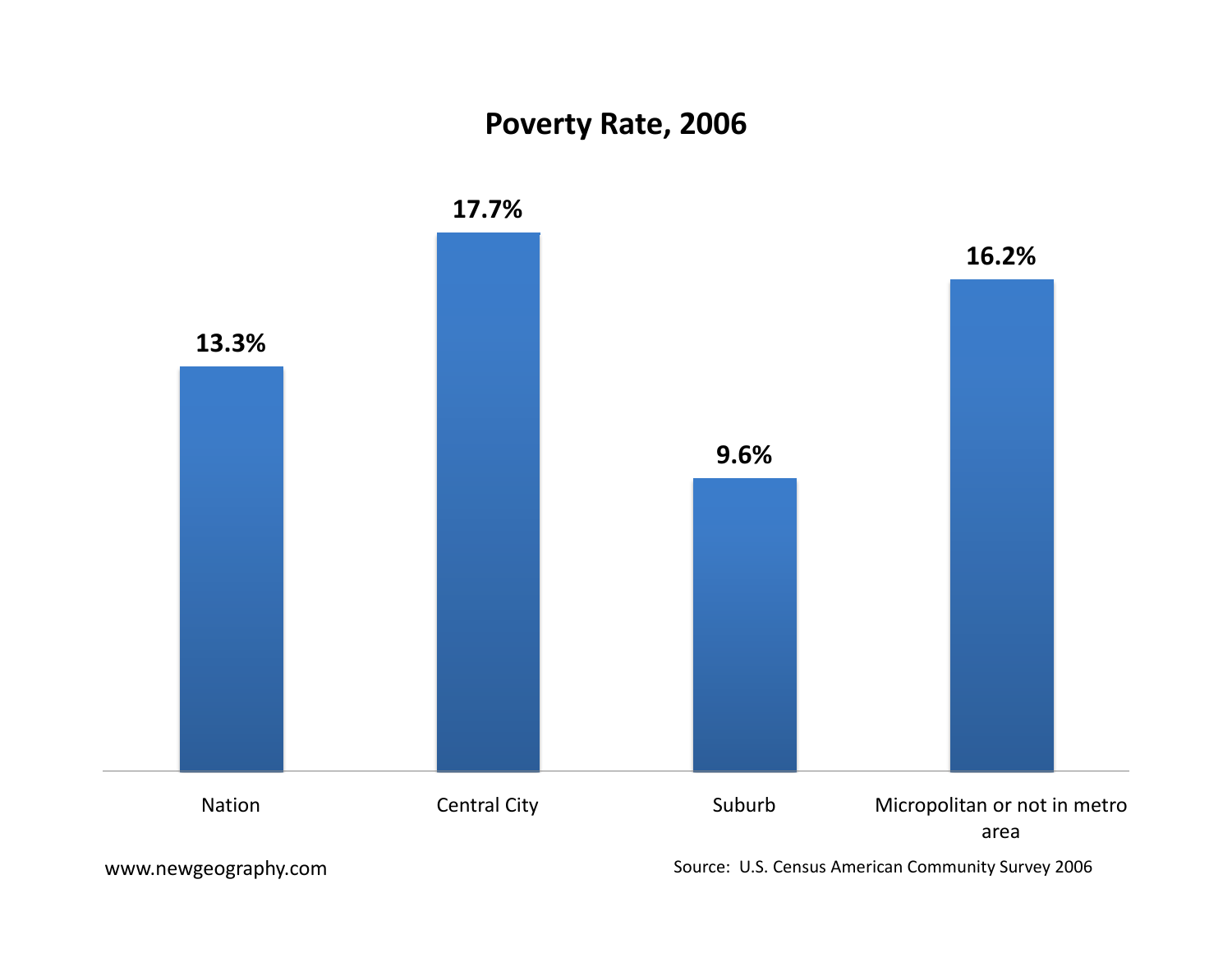# Poverty Rate, 2006

| | Nation | Central City | Suburb | Micropolitan or not in metro area |
|---|---|---|---|---|
| Poverty Rate | 13.3% | 17.7% | 9.6% | 16.2% |

www.newgeography.com

Source: U.S. Census American Community Survey 2006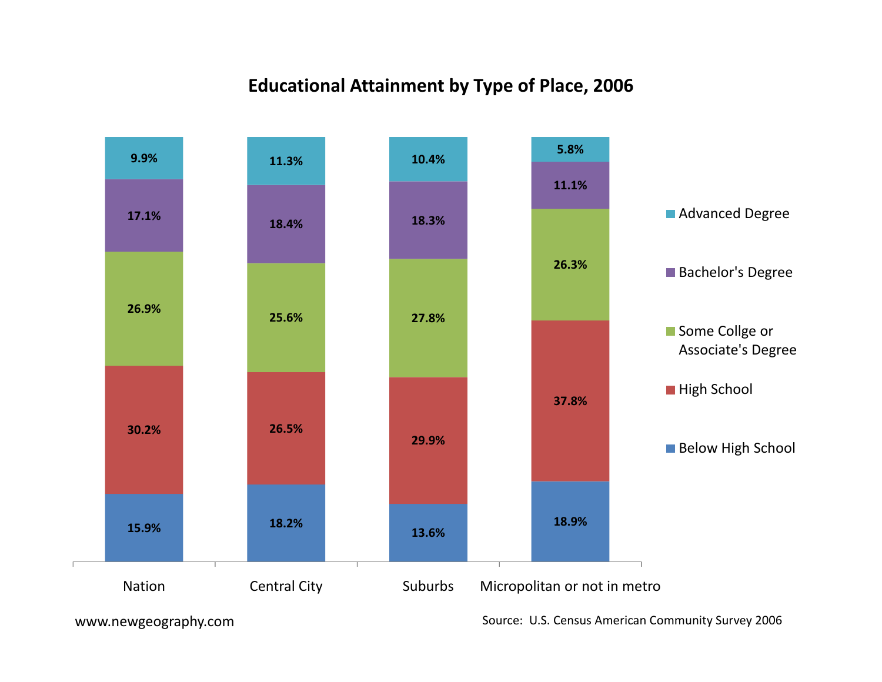# Educational Attainment by Type of Place, 2006

| | Nation | Central City | Suburbs | Micropolitan or not in metro |
|---|---|---|---|---|
| Advanced Degree | 9.9% | 11.3% | 10.4% | 5.8% |
| Bachelor's Degree | 17.1% | 18.4% | 18.3% | 11.1% |
| Some Collge or Associate's Degree | 26.9% | 25.6% | 27.8% | 26.3% |
| High School | 30.2% | 26.5% | 29.9% | 37.8% |
| Below High School | 15.9% | 18.2% | 13.6% | 18.9% |

www.newgeography.com

Source: U.S. Census American Community Survey 2006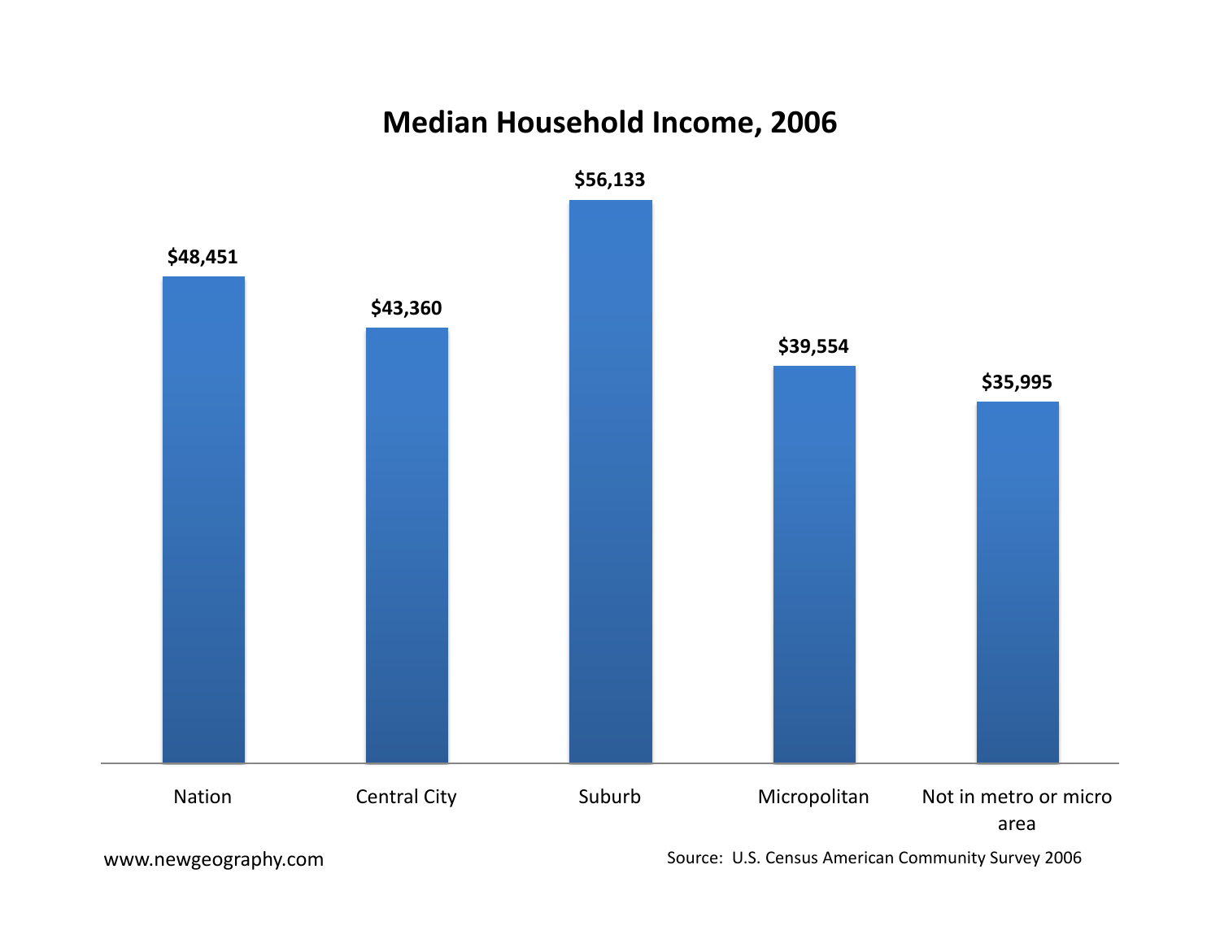# Median Household Income, 2006

| Nation | Central City | Suburb | Micropolitan | Not in metro or micro area |
|---|---|---|---|---|
| $48,451 | $43,360 | $56,133 | $39,554 | $35,995 |

www.newgeography.com

Source: U.S. Census American Community Survey 2006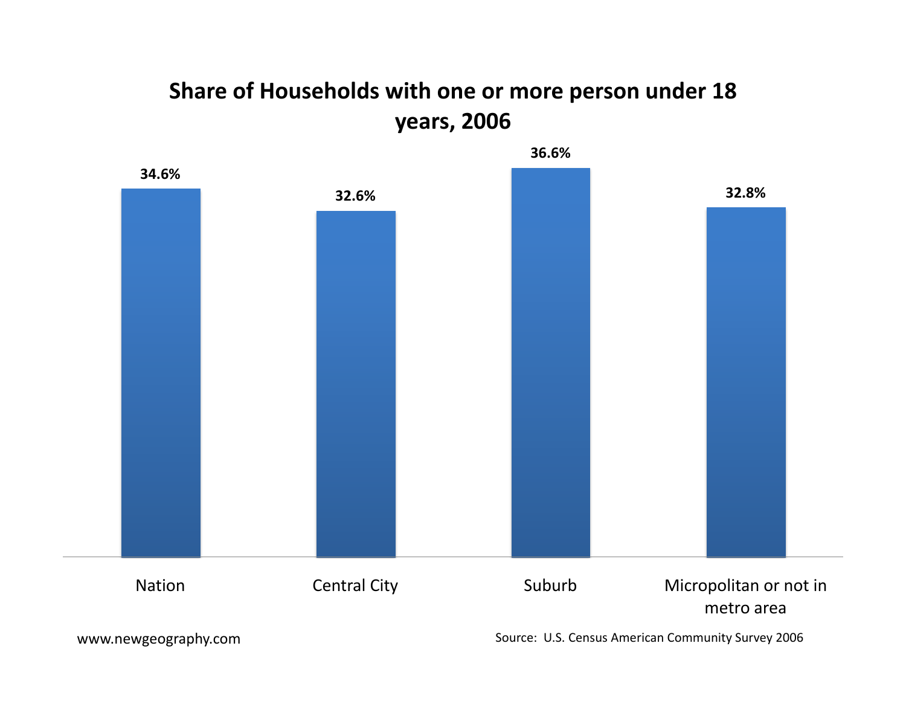## Share of Households with one or more person under 18 years, 2006

| Nation | Central City | Suburb | Micropolitan or not in metro area |
|---|---|---|---|
| 34.6% | 32.6% | 36.6% | 32.8% |

www.newgeography.com

Source: U.S. Census American Community Survey 2006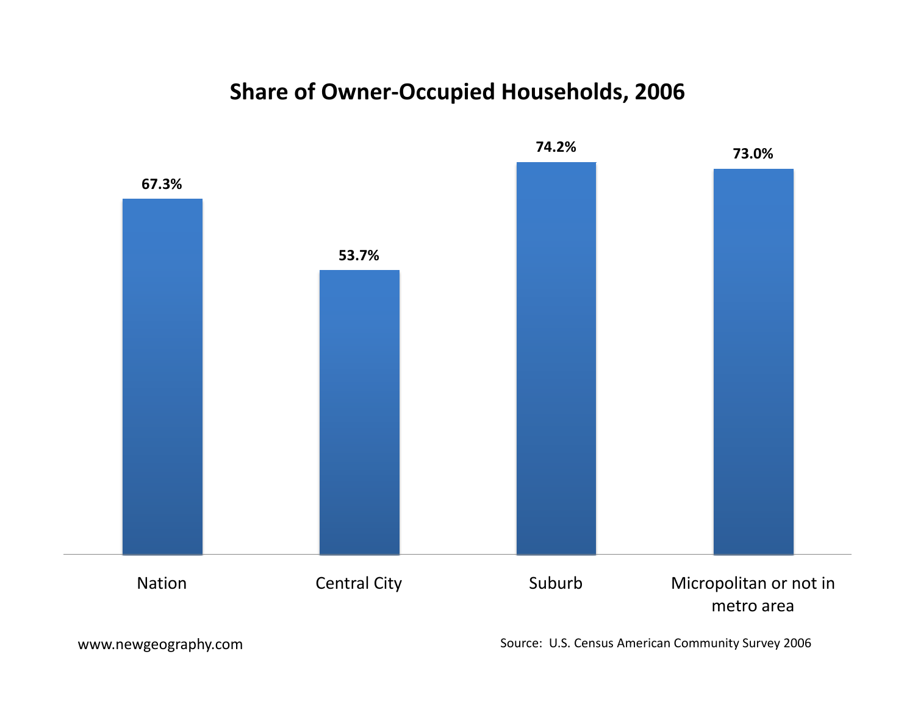# Share of Owner-Occupied Households, 2006

| Nation | Central City | Suburb | Micropolitan or not in metro area |
| --- | --- | --- | --- |
| 67.3% | 53.7% | 74.2% | 73.0% |

www.newgeography.com

Source: U.S. Census American Community Survey 2006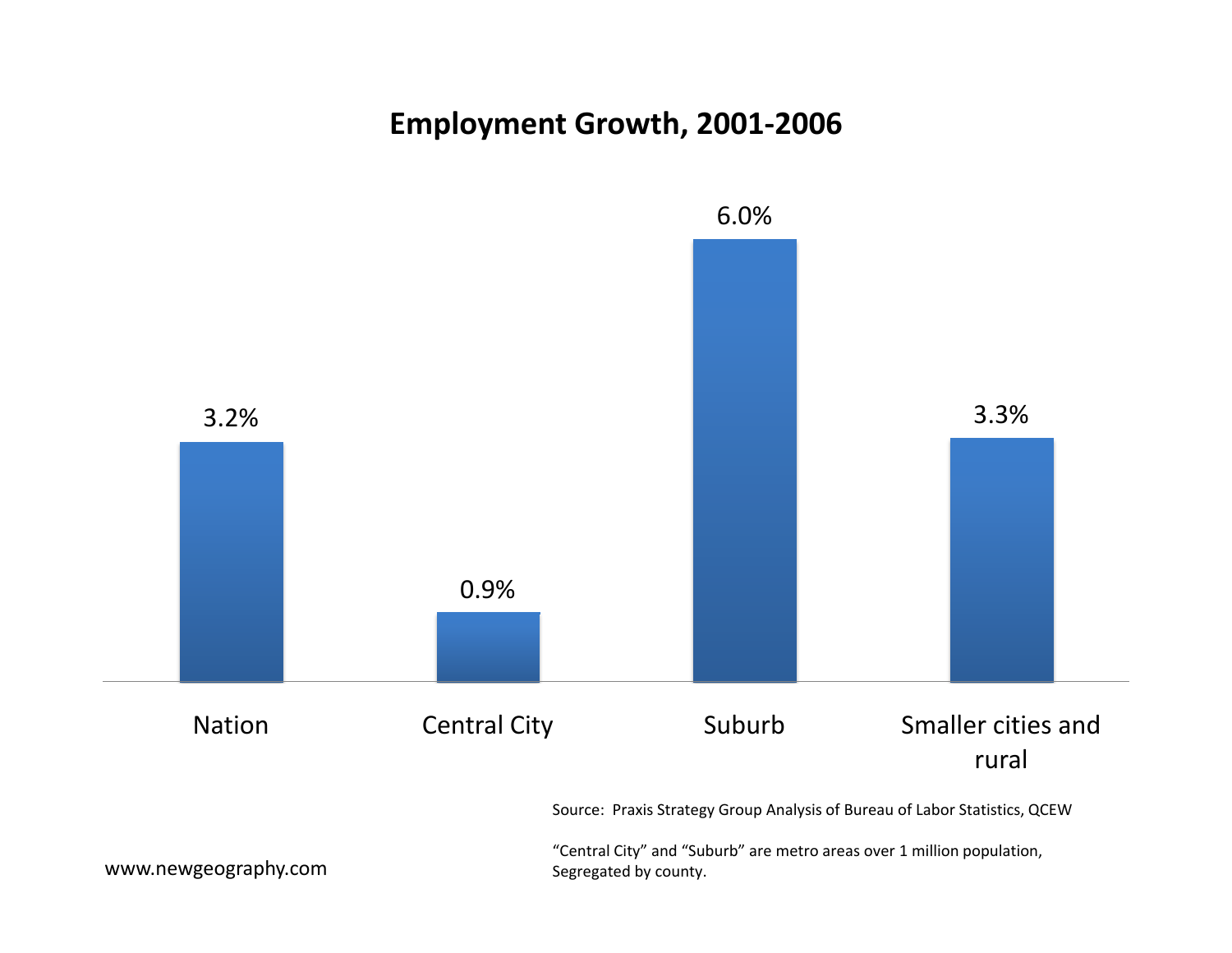# Employment Growth, 2001-2006

| Nation | Central City | Suburb | Smaller cities and rural |
|---|---|---|---|
| 3.2% | 0.9% | 6.0% | 3.3% |

Source: Praxis Strategy Group Analysis of Bureau of Labor Statistics, QCEW

"Central City" and "Suburb" are metro areas over 1 million population, Segregated by county.

www.newgeography.com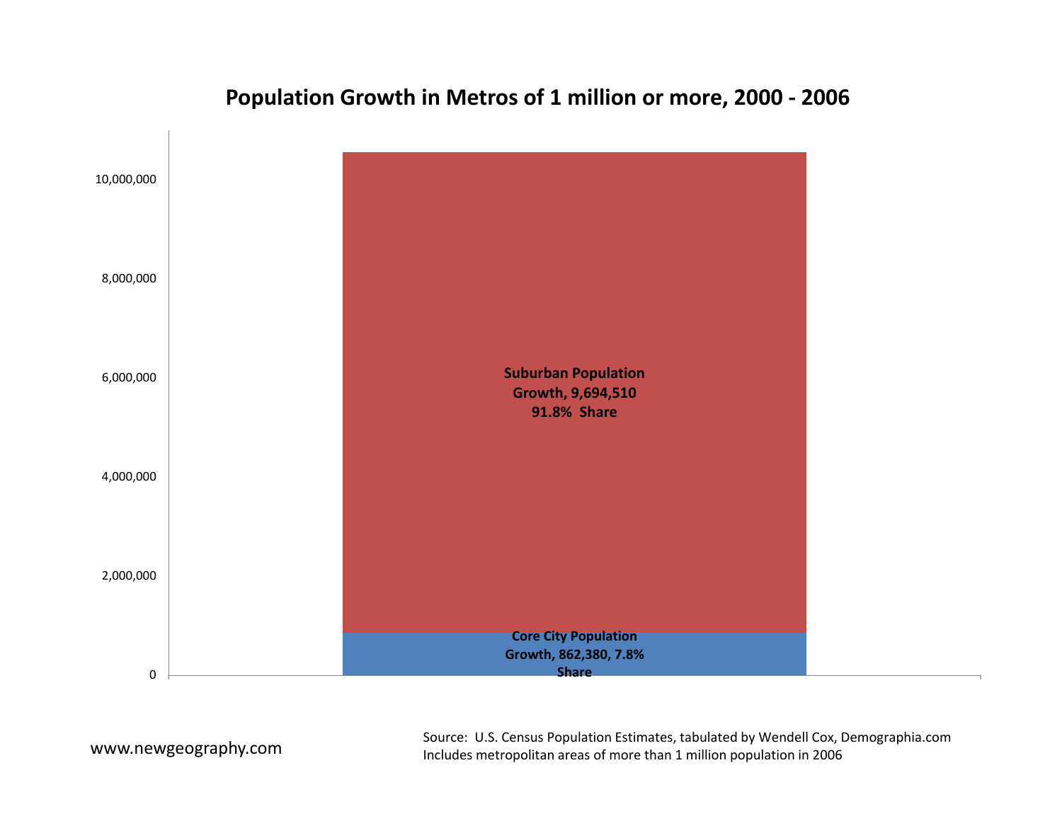# Population Growth in Metros of 1 million or more, 2000 - 2006

10,000,000

8,000,000

6,000,000

4,000,000

2,000,000

0

**Suburban Population Growth, 9,694,510 91.8% Share**

**Core City Population Growth, 862,380, 7.8% Share**

www.newgeography.com

Source: U.S. Census Population Estimates, tabulated by Wendell Cox, Demographia.com
Includes metropolitan areas of more than 1 million population in 2006